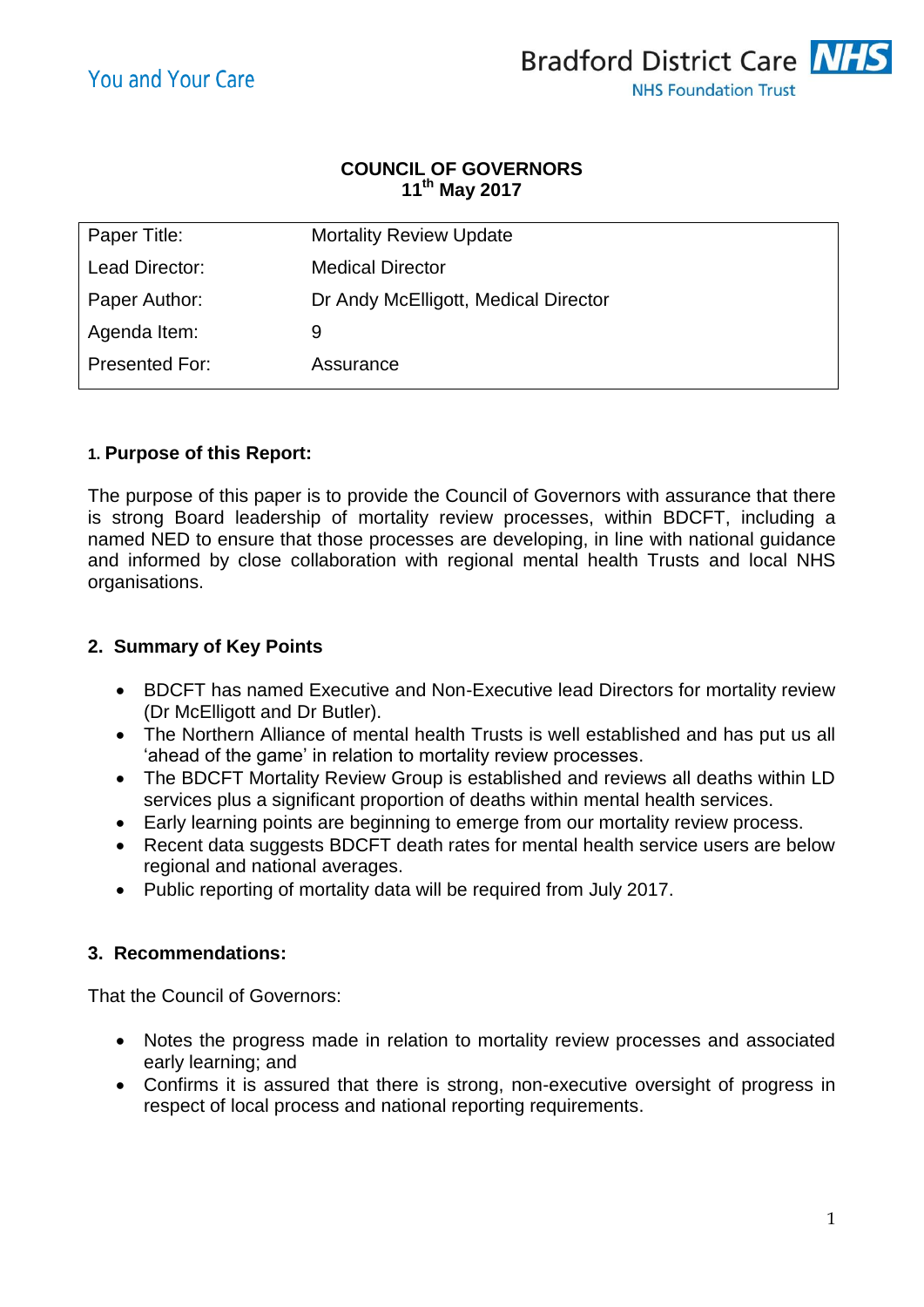You and Your Care

Bradford District Care NHS Foundation Trust

**COUNCIL OF GOVERNORS**
**11th May 2017**

| | |
|---|---|
| Paper Title: | Mortality Review Update |
| Lead Director: | Medical Director |
| Paper Author: | Dr Andy McElligott, Medical Director |
| Agenda Item: | 9 |
| Presented For: | Assurance |

## 1. Purpose of this Report:

The purpose of this paper is to provide the Council of Governors with assurance that there is strong Board leadership of mortality review processes, within BDCFT, including a named NED to ensure that those processes are developing, in line with national guidance and informed by close collaboration with regional mental health Trusts and local NHS organisations.

## 2. Summary of Key Points

- BDCFT has named Executive and Non-Executive lead Directors for mortality review (Dr McElligott and Dr Butler).
- The Northern Alliance of mental health Trusts is well established and has put us all 'ahead of the game' in relation to mortality review processes.
- The BDCFT Mortality Review Group is established and reviews all deaths within LD services plus a significant proportion of deaths within mental health services.
- Early learning points are beginning to emerge from our mortality review process.
- Recent data suggests BDCFT death rates for mental health service users are below regional and national averages.
- Public reporting of mortality data will be required from July 2017.

## 3. Recommendations:

That the Council of Governors:

- Notes the progress made in relation to mortality review processes and associated early learning; and
- Confirms it is assured that there is strong, non-executive oversight of progress in respect of local process and national reporting requirements.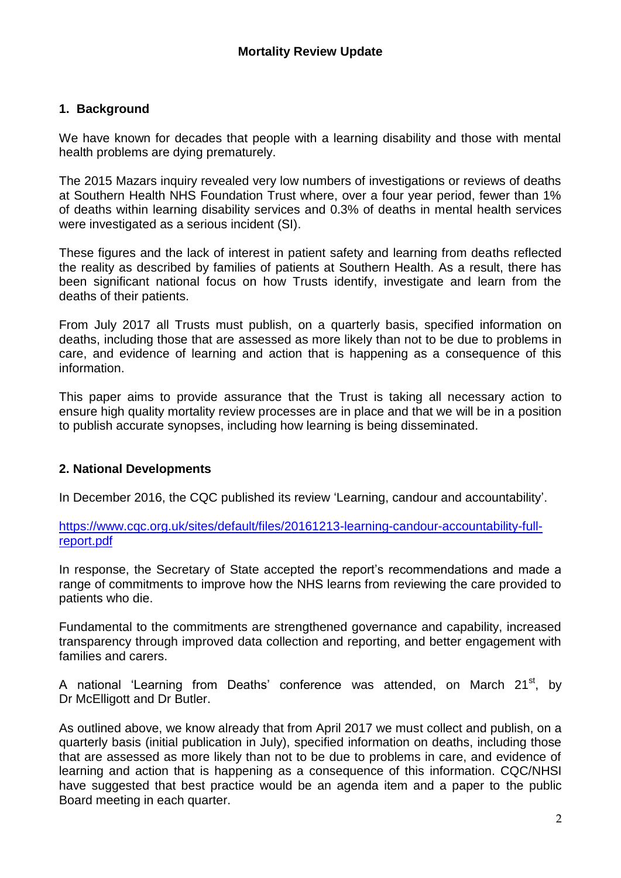# Mortality Review Update

## 1. Background

We have known for decades that people with a learning disability and those with mental health problems are dying prematurely.

The 2015 Mazars inquiry revealed very low numbers of investigations or reviews of deaths at Southern Health NHS Foundation Trust where, over a four year period, fewer than 1% of deaths within learning disability services and 0.3% of deaths in mental health services were investigated as a serious incident (SI).

These figures and the lack of interest in patient safety and learning from deaths reflected the reality as described by families of patients at Southern Health. As a result, there has been significant national focus on how Trusts identify, investigate and learn from the deaths of their patients.

From July 2017 all Trusts must publish, on a quarterly basis, specified information on deaths, including those that are assessed as more likely than not to be due to problems in care, and evidence of learning and action that is happening as a consequence of this information.

This paper aims to provide assurance that the Trust is taking all necessary action to ensure high quality mortality review processes are in place and that we will be in a position to publish accurate synopses, including how learning is being disseminated.

## 2. National Developments

In December 2016, the CQC published its review 'Learning, candour and accountability'.

https://www.cqc.org.uk/sites/default/files/20161213-learning-candour-accountability-full-report.pdf

In response, the Secretary of State accepted the report's recommendations and made a range of commitments to improve how the NHS learns from reviewing the care provided to patients who die.

Fundamental to the commitments are strengthened governance and capability, increased transparency through improved data collection and reporting, and better engagement with families and carers.

A national 'Learning from Deaths' conference was attended, on March 21st, by Dr McElligott and Dr Butler.

As outlined above, we know already that from April 2017 we must collect and publish, on a quarterly basis (initial publication in July), specified information on deaths, including those that are assessed as more likely than not to be due to problems in care, and evidence of learning and action that is happening as a consequence of this information. CQC/NHSI have suggested that best practice would be an agenda item and a paper to the public Board meeting in each quarter.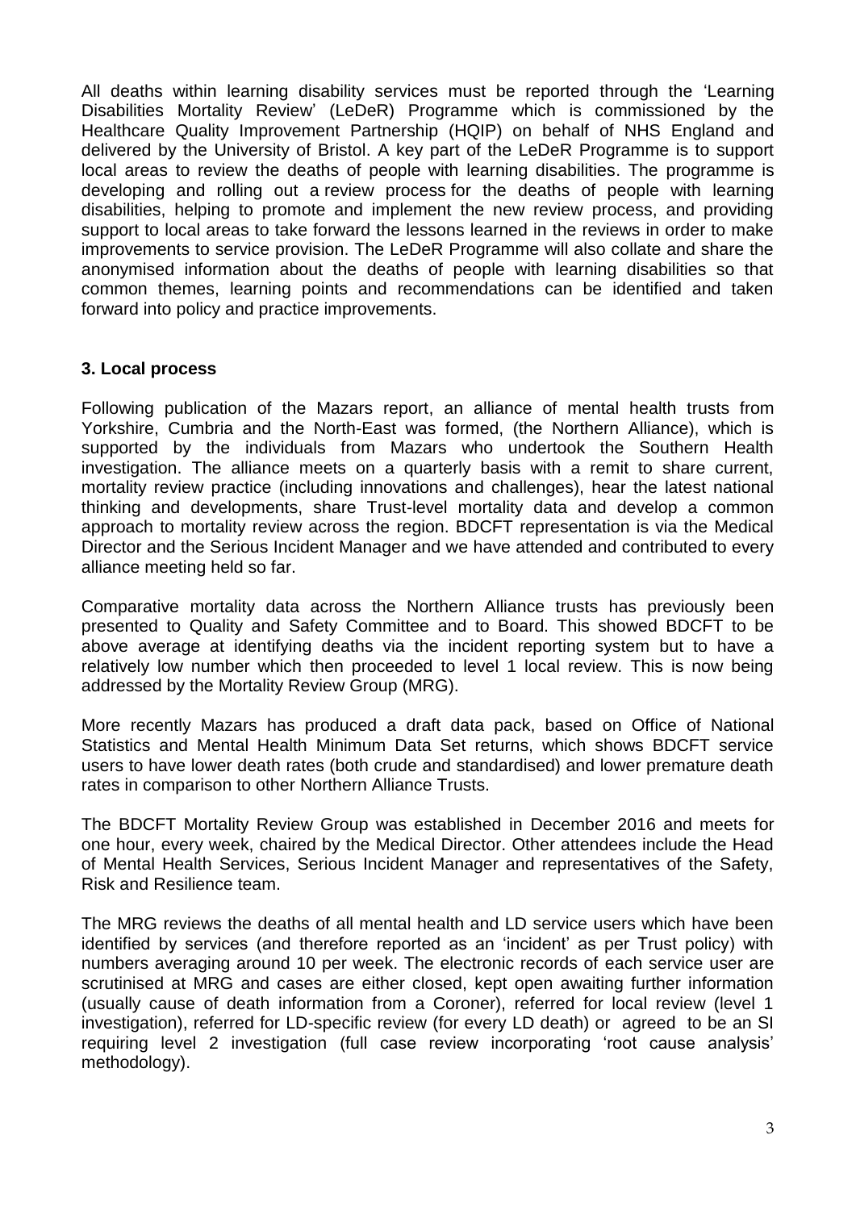All deaths within learning disability services must be reported through the 'Learning Disabilities Mortality Review' (LeDeR) Programme which is commissioned by the Healthcare Quality Improvement Partnership (HQIP) on behalf of NHS England and delivered by the University of Bristol. A key part of the LeDeR Programme is to support local areas to review the deaths of people with learning disabilities. The programme is developing and rolling out a review process for the deaths of people with learning disabilities, helping to promote and implement the new review process, and providing support to local areas to take forward the lessons learned in the reviews in order to make improvements to service provision. The LeDeR Programme will also collate and share the anonymised information about the deaths of people with learning disabilities so that common themes, learning points and recommendations can be identified and taken forward into policy and practice improvements.

### 3. Local process

Following publication of the Mazars report, an alliance of mental health trusts from Yorkshire, Cumbria and the North-East was formed, (the Northern Alliance), which is supported by the individuals from Mazars who undertook the Southern Health investigation. The alliance meets on a quarterly basis with a remit to share current, mortality review practice (including innovations and challenges), hear the latest national thinking and developments, share Trust-level mortality data and develop a common approach to mortality review across the region. BDCFT representation is via the Medical Director and the Serious Incident Manager and we have attended and contributed to every alliance meeting held so far.

Comparative mortality data across the Northern Alliance trusts has previously been presented to Quality and Safety Committee and to Board. This showed BDCFT to be above average at identifying deaths via the incident reporting system but to have a relatively low number which then proceeded to level 1 local review. This is now being addressed by the Mortality Review Group (MRG).

More recently Mazars has produced a draft data pack, based on Office of National Statistics and Mental Health Minimum Data Set returns, which shows BDCFT service users to have lower death rates (both crude and standardised) and lower premature death rates in comparison to other Northern Alliance Trusts.

The BDCFT Mortality Review Group was established in December 2016 and meets for one hour, every week, chaired by the Medical Director. Other attendees include the Head of Mental Health Services, Serious Incident Manager and representatives of the Safety, Risk and Resilience team.

The MRG reviews the deaths of all mental health and LD service users which have been identified by services (and therefore reported as an 'incident' as per Trust policy) with numbers averaging around 10 per week. The electronic records of each service user are scrutinised at MRG and cases are either closed, kept open awaiting further information (usually cause of death information from a Coroner), referred for local review (level 1 investigation), referred for LD-specific review (for every LD death) or agreed to be an SI requiring level 2 investigation (full case review incorporating 'root cause analysis' methodology).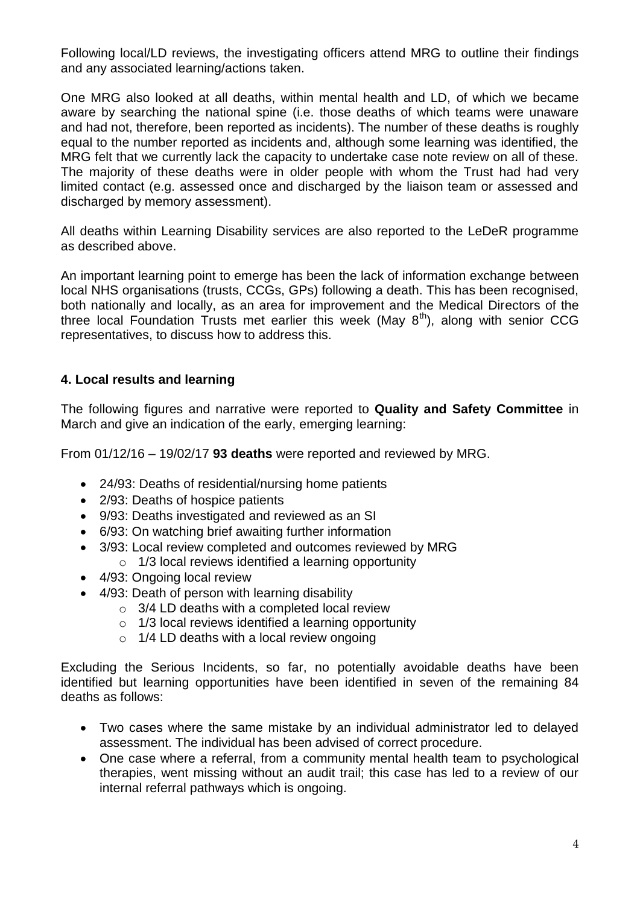Following local/LD reviews, the investigating officers attend MRG to outline their findings and any associated learning/actions taken.

One MRG also looked at all deaths, within mental health and LD, of which we became aware by searching the national spine (i.e. those deaths of which teams were unaware and had not, therefore, been reported as incidents). The number of these deaths is roughly equal to the number reported as incidents and, although some learning was identified, the MRG felt that we currently lack the capacity to undertake case note review on all of these. The majority of these deaths were in older people with whom the Trust had had very limited contact (e.g. assessed once and discharged by the liaison team or assessed and discharged by memory assessment).

All deaths within Learning Disability services are also reported to the LeDeR programme as described above.

An important learning point to emerge has been the lack of information exchange between local NHS organisations (trusts, CCGs, GPs) following a death. This has been recognised, both nationally and locally, as an area for improvement and the Medical Directors of the three local Foundation Trusts met earlier this week (May 8th), along with senior CCG representatives, to discuss how to address this.

## 4. Local results and learning

The following figures and narrative were reported to **Quality and Safety Committee** in March and give an indication of the early, emerging learning:

From 01/12/16 – 19/02/17 **93 deaths** were reported and reviewed by MRG.

- 24/93: Deaths of residential/nursing home patients
- 2/93: Deaths of hospice patients
- 9/93: Deaths investigated and reviewed as an SI
- 6/93: On watching brief awaiting further information
- 3/93: Local review completed and outcomes reviewed by MRG
    - 1/3 local reviews identified a learning opportunity
- 4/93: Ongoing local review
- 4/93: Death of person with learning disability
    - 3/4 LD deaths with a completed local review
    - 1/3 local reviews identified a learning opportunity
    - 1/4 LD deaths with a local review ongoing

Excluding the Serious Incidents, so far, no potentially avoidable deaths have been identified but learning opportunities have been identified in seven of the remaining 84 deaths as follows:

- Two cases where the same mistake by an individual administrator led to delayed assessment. The individual has been advised of correct procedure.
- One case where a referral, from a community mental health team to psychological therapies, went missing without an audit trail; this case has led to a review of our internal referral pathways which is ongoing.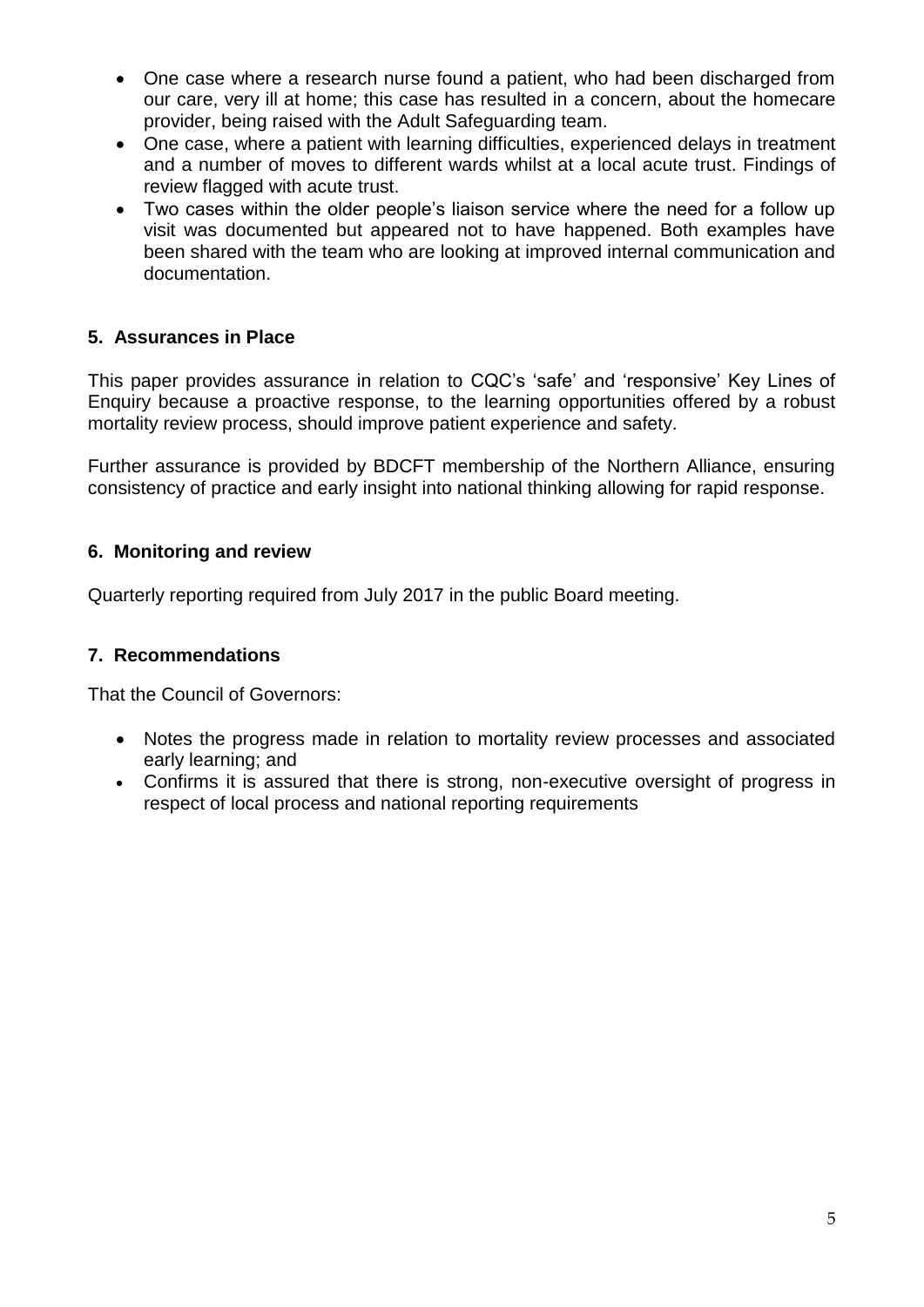- One case where a research nurse found a patient, who had been discharged from our care, very ill at home; this case has resulted in a concern, about the homecare provider, being raised with the Adult Safeguarding team.
- One case, where a patient with learning difficulties, experienced delays in treatment and a number of moves to different wards whilst at a local acute trust. Findings of review flagged with acute trust.
- Two cases within the older people's liaison service where the need for a follow up visit was documented but appeared not to have happened. Both examples have been shared with the team who are looking at improved internal communication and documentation.

## 5. Assurances in Place

This paper provides assurance in relation to CQC's 'safe' and 'responsive' Key Lines of Enquiry because a proactive response, to the learning opportunities offered by a robust mortality review process, should improve patient experience and safety.

Further assurance is provided by BDCFT membership of the Northern Alliance, ensuring consistency of practice and early insight into national thinking allowing for rapid response.

## 6. Monitoring and review

Quarterly reporting required from July 2017 in the public Board meeting.

## 7. Recommendations

That the Council of Governors:

- Notes the progress made in relation to mortality review processes and associated early learning; and
- Confirms it is assured that there is strong, non-executive oversight of progress in respect of local process and national reporting requirements